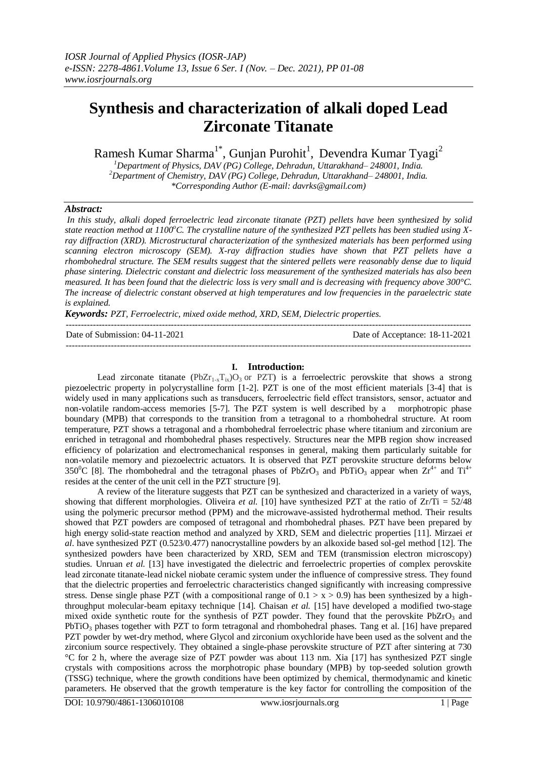# Synthesis and characterization of alkali doped Lead Zirconate Titanate

Ramesh Kumar Sharma[1*], Gunjan Purohit[1], Devendra Kumar Tyagi[2]

[1]*Department of Physics, DAV (PG) College, Dehradun, Uttarakhand– 248001, India.*
[2]*Department of Chemistry, DAV (PG) College, Dehradun, Uttarakhand– 248001, India.*
*\*Corresponding Author (E-mail: davrks@gmail.com)*

***Abstract:***

*In this study, alkali doped ferroelectric lead zirconate titanate (PZT) pellets have been synthesized by solid state reaction method at 1100°C. The crystalline nature of the synthesized PZT pellets has been studied using X-ray diffraction (XRD). Microstructural characterization of the synthesized materials has been performed using scanning electron microscopy (SEM). X-ray diffraction studies have shown that PZT pellets have a rhombohedral structure. The SEM results suggest that the sintered pellets were reasonably dense due to liquid phase sintering. Dielectric constant and dielectric loss measurement of the synthesized materials has also been measured. It has been found that the dielectric loss is very small and is decreasing with frequency above 300°C. The increase of dielectric constant observed at high temperatures and low frequencies in the paraelectric state is explained.*

***Keywords:*** *PZT, Ferroelectric, mixed oxide method, XRD, SEM, Dielectric properties.*

---

Date of Submission: 04-11-2021 | Date of Acceptance: 18-11-2021

---

## I. Introduction:

Lead zirconate titanate ($PbZr_{1-x}T_{ix})O_3$ or PZT) is a ferroelectric perovskite that shows a strong piezoelectric property in polycrystalline form [1-2]. PZT is one of the most efficient materials [3-4] that is widely used in many applications such as transducers, ferroelectric field effect transistors, sensor, actuator and non-volatile random-access memories [5-7]. The PZT system is well described by a morphotropic phase boundary (MPB) that corresponds to the transition from a tetragonal to a rhombohedral structure. At room temperature, PZT shows a tetragonal and a rhombohedral ferroelectric phase where titanium and zirconium are enriched in tetragonal and rhombohedral phases respectively. Structures near the MPB region show increased efficiency of polarization and electromechanical responses in general, making them particularly suitable for non-volatile memory and piezoelectric actuators. It is observed that PZT perovskite structure deforms below 350°C [8]. The rhombohedral and the tetragonal phases of $PbZrO_3$ and $PbTiO_3$ appear when $Zr^{4+}$ and $Ti^{4+}$ resides at the center of the unit cell in the PZT structure [9].

A review of the literature suggests that PZT can be synthesized and characterized in a variety of ways, showing that different morphologies. Oliveira *et al.* [10] have synthesized PZT at the ratio of Zr/Ti = 52/48 using the polymeric precursor method (PPM) and the microwave-assisted hydrothermal method. Their results showed that PZT powders are composed of tetragonal and rhombohedral phases. PZT have been prepared by high energy solid-state reaction method and analyzed by XRD, SEM and dielectric properties [11]. Mirzaei *et al*. have synthesized PZT (0.523/0.477) nanocrystalline powders by an alkoxide based sol-gel method [12]. The synthesized powders have been characterized by XRD, SEM and TEM (transmission electron microscopy) studies. Unruan *et al.* [13] have investigated the dielectric and ferroelectric properties of complex perovskite lead zirconate titanate-lead nickel niobate ceramic system under the influence of compressive stress. They found that the dielectric properties and ferroelectric characteristics changed significantly with increasing compressive stress. Dense single phase PZT (with a compositional range of $0.1 > x > 0.9$) has been synthesized by a high-throughput molecular-beam epitaxy technique [14]. Chaisan *et al.* [15] have developed a modified two-stage mixed oxide synthetic route for the synthesis of PZT powder. They found that the perovskite $PbZrO_3$ and $PbTiO_3$ phases together with PZT to form tetragonal and rhombohedral phases. Tang et al. [16] have prepared PZT powder by wet-dry method, where Glycol and zirconium oxychloride have been used as the solvent and the zirconium source respectively. They obtained a single-phase perovskite structure of PZT after sintering at 730 °C for 2 h, where the average size of PZT powder was about 113 nm. Xia [17] has synthesized PZT single crystals with compositions across the morphotropic phase boundary (MPB) by top-seeded solution growth (TSSG) technique, where the growth conditions have been optimized by chemical, thermodynamic and kinetic parameters. He observed that the growth temperature is the key factor for controlling the composition of the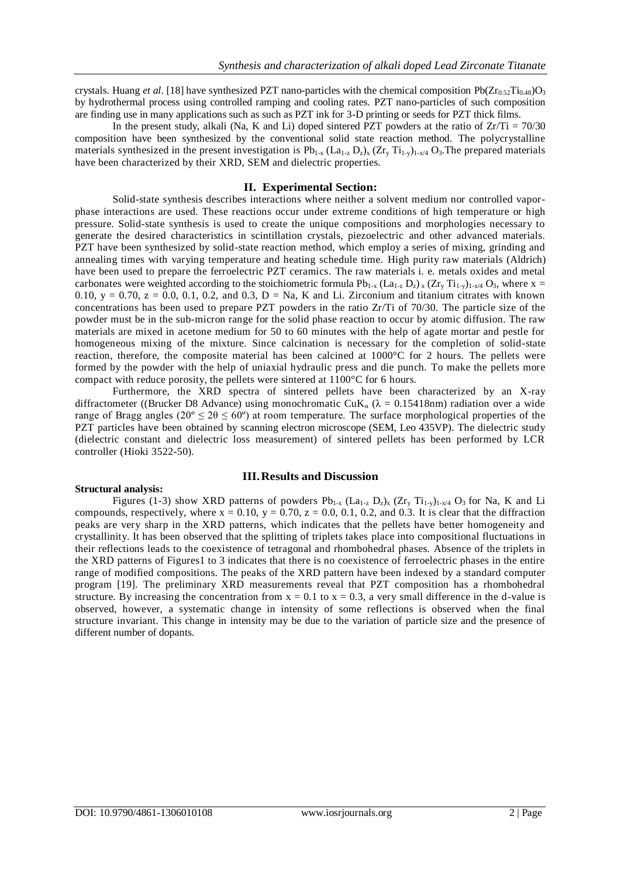crystals. Huang *et al*. [18] have synthesized PZT nano-particles with the chemical composition $Pb(Zr_{0.52}Ti_{0.48})O_3$ by hydrothermal process using controlled ramping and cooling rates. PZT nano-particles of such composition are finding use in many applications such as such as PZT ink for 3-D printing or seeds for PZT thick films.

In the present study, alkali (Na, K and Li) doped sintered PZT powders at the ratio of Zr/Ti = 70/30 composition have been synthesized by the conventional solid state reaction method. The polycrystalline materials synthesized in the present investigation is $Pb_{1-x}(La_{1-z}D_z)_x(Zr_yTi_{1-y})_{1-x/4}O_3$.The prepared materials have been characterized by their XRD, SEM and dielectric properties.

## II. Experimental Section:

Solid-state synthesis describes interactions where neither a solvent medium nor controlled vapor-phase interactions are used. These reactions occur under extreme conditions of high temperature or high pressure. Solid-state synthesis is used to create the unique compositions and morphologies necessary to generate the desired characteristics in scintillation crystals, piezoelectric and other advanced materials. PZT have been synthesized by solid-state reaction method, which employ a series of mixing, grinding and annealing times with varying temperature and heating schedule time. High purity raw materials (Aldrich) have been used to prepare the ferroelectric PZT ceramics. The raw materials i. e. metals oxides and metal carbonates were weighted according to the stoichiometric formula $Pb_{1-x}(La_{1-z}D_z)_x(Zr_yTi_{1-y})_{1-x/4}O_3$, where x = 0.10, y = 0.70, z = 0.0, 0.1, 0.2, and 0.3, D = Na, K and Li. Zirconium and titanium citrates with known concentrations has been used to prepare PZT powders in the ratio Zr/Ti of 70/30. The particle size of the powder must be in the sub-micron range for the solid phase reaction to occur by atomic diffusion. The raw materials are mixed in acetone medium for 50 to 60 minutes with the help of agate mortar and pestle for homogeneous mixing of the mixture. Since calcination is necessary for the completion of solid-state reaction, therefore, the composite material has been calcined at 1000°C for 2 hours. The pellets were formed by the powder with the help of uniaxial hydraulic press and die punch. To make the pellets more compact with reduce porosity, the pellets were sintered at 1100°C for 6 hours.

Furthermore, the XRD spectra of sintered pellets have been characterized by an X-ray diffractometer ((Brucker D8 Advance) using monochromatic $CuK_\alpha$ ($\lambda$ = 0.15418nm) radiation over a wide range of Bragg angles ($20^\circ \leq 2\theta \leq 60^\circ$) at room temperature. The surface morphological properties of the PZT particles have been obtained by scanning electron microscope (SEM, Leo 435VP). The dielectric study (dielectric constant and dielectric loss measurement) of sintered pellets has been performed by LCR controller (Hioki 3522-50).

## III. Results and Discussion

**Structural analysis:**

Figures (1-3) show XRD patterns of powders $Pb_{1-x}(La_{1-z}D_z)_x(Zr_yTi_{1-y})_{1-x/4}O_3$ for Na, K and Li compounds, respectively, where x = 0.10, y = 0.70, z = 0.0, 0.1, 0.2, and 0.3. It is clear that the diffraction peaks are very sharp in the XRD patterns, which indicates that the pellets have better homogeneity and crystallinity. It has been observed that the splitting of triplets takes place into compositional fluctuations in their reflections leads to the coexistence of tetragonal and rhombohedral phases. Absence of the triplets in the XRD patterns of Figures1 to 3 indicates that there is no coexistence of ferroelectric phases in the entire range of modified compositions. The peaks of the XRD pattern have been indexed by a standard computer program [19]. The preliminary XRD measurements reveal that PZT composition has a rhombohedral structure. By increasing the concentration from x = 0.1 to x = 0.3, a very small difference in the d-value is observed, however, a systematic change in intensity of some reflections is observed when the final structure invariant. This change in intensity may be due to the variation of particle size and the presence of different number of dopants.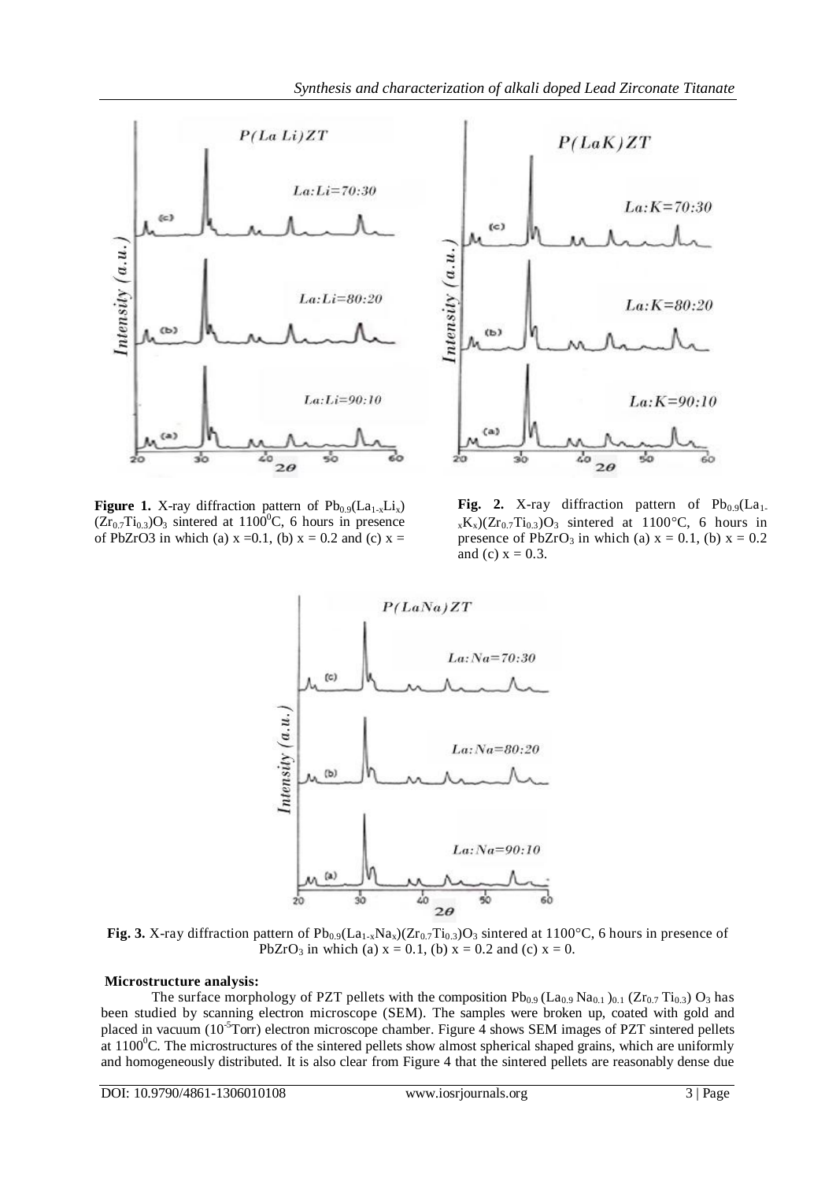**Figure 1.** X-ray diffraction pattern of $Pb_{0.9}(La_{1-x}Li_x)(Zr_{0.7}Ti_{0.3})O_3$ sintered at $1100^0C$, 6 hours in presence of PbZrO3 in which (a) x =0.1, (b) x = 0.2 and (c) x =

**Fig. 2.** X-ray diffraction pattern of $Pb_{0.9}(La_{1-x}K_x)(Zr_{0.7}Ti_{0.3})O_3$ sintered at 1100°C, 6 hours in presence of $PbZrO_3$ in which (a) x = 0.1, (b) x = 0.2 and (c) x = 0.3.

**Fig. 3.** X-ray diffraction pattern of $Pb_{0.9}(La_{1-x}Na_x)(Zr_{0.7}Ti_{0.3})O_3$ sintered at 1100°C, 6 hours in presence of $PbZrO_3$ in which (a) x = 0.1, (b) x = 0.2 and (c) x = 0.

**Microstructure analysis:**

The surface morphology of PZT pellets with the composition $Pb_{0.9}(La_{0.9}Na_{0.1})_{0.1}(Zr_{0.7}Ti_{0.3})O_3$ has been studied by scanning electron microscope (SEM). The samples were broken up, coated with gold and placed in vacuum ($10^{-5}$Torr) electron microscope chamber. Figure 4 shows SEM images of PZT sintered pellets at $1100^0C$. The microstructures of the sintered pellets show almost spherical shaped grains, which are uniformly and homogeneously distributed. It is also clear from Figure 4 that the sintered pellets are reasonably dense due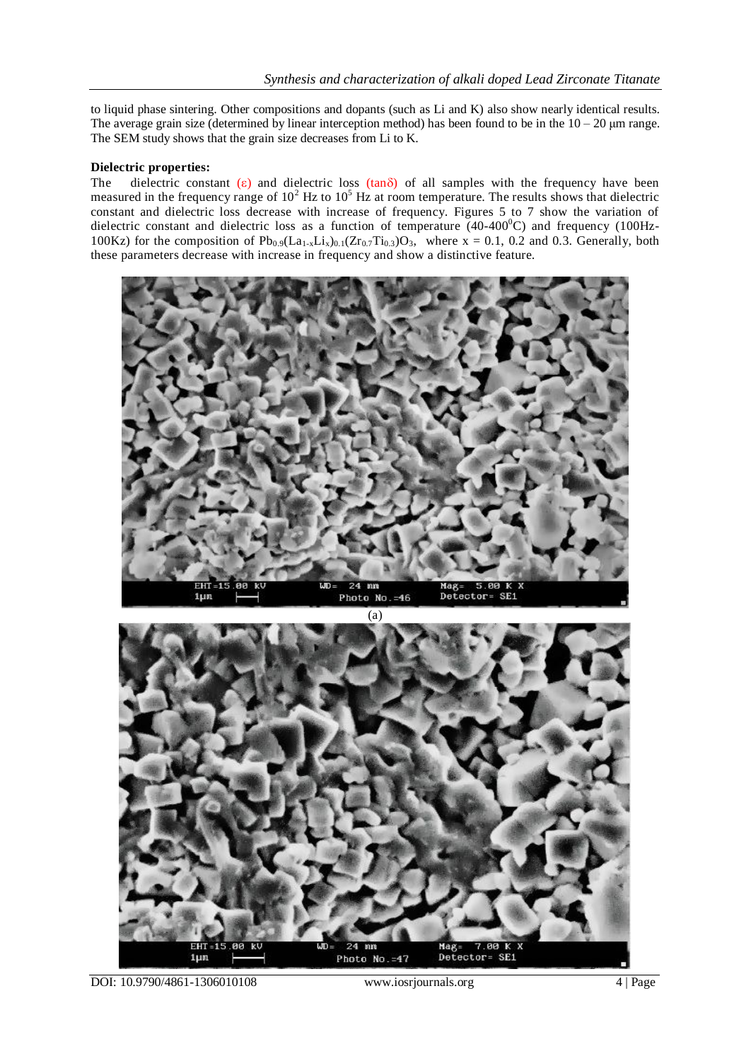to liquid phase sintering. Other compositions and dopants (such as Li and K) also show nearly identical results. The average grain size (determined by linear interception method) has been found to be in the 10 – 20 μm range. The SEM study shows that the grain size decreases from Li to K.

**Dielectric properties:**

The dielectric constant (ε) and dielectric loss (tanδ) of all samples with the frequency have been measured in the frequency range of $10^2$ Hz to $10^5$ Hz at room temperature. The results shows that dielectric constant and dielectric loss decrease with increase of frequency. Figures 5 to 7 show the variation of dielectric constant and dielectric loss as a function of temperature (40-400$^0$C) and frequency (100Hz-100Kz) for the composition of $Pb_{0.9}(La_{1-x}Li_x)_{0.1}(Zr_{0.7}Ti_{0.3})O_3$, where x = 0.1, 0.2 and 0.3. Generally, both these parameters decrease with increase in frequency and show a distinctive feature.

(a)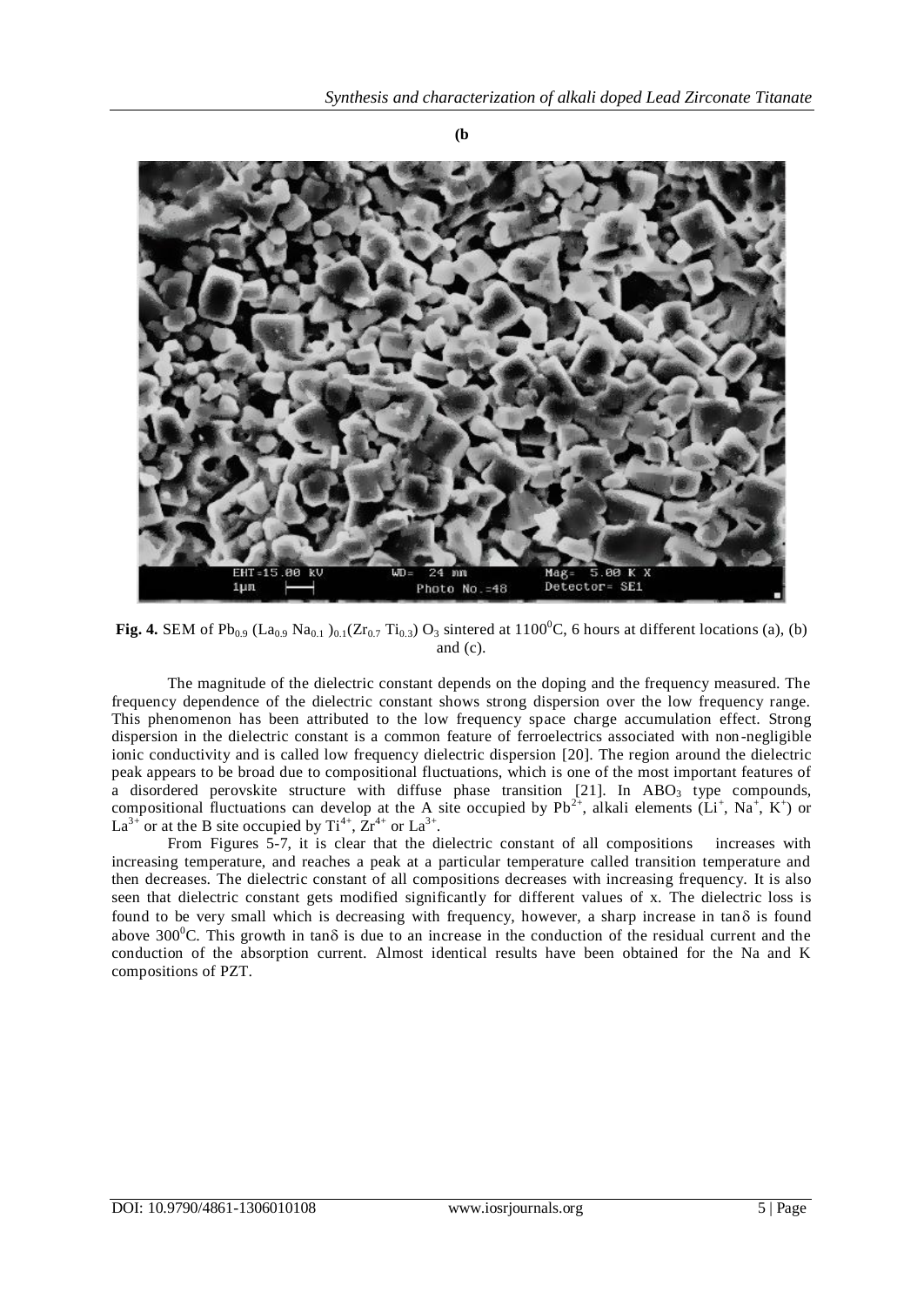(b

**Fig. 4.** SEM of $Pb_{0.9} (La_{0.9} Na_{0.1})_{0.1}(Zr_{0.7} Ti_{0.3}) O_3$ sintered at $1100^0C$, 6 hours at different locations (a), (b) and (c).

The magnitude of the dielectric constant depends on the doping and the frequency measured. The frequency dependence of the dielectric constant shows strong dispersion over the low frequency range. This phenomenon has been attributed to the low frequency space charge accumulation effect. Strong dispersion in the dielectric constant is a common feature of ferroelectrics associated with non-negligible ionic conductivity and is called low frequency dielectric dispersion [20]. The region around the dielectric peak appears to be broad due to compositional fluctuations, which is one of the most important features of a disordered perovskite structure with diffuse phase transition [21]. In $ABO_3$ type compounds, compositional fluctuations can develop at the A site occupied by $Pb^{2+}$, alkali elements ($Li^+$, $Na^+$, $K^+$) or $La^{3+}$ or at the B site occupied by $Ti^{4+}$, $Zr^{4+}$ or $La^{3+}$.

From Figures 5-7, it is clear that the dielectric constant of all compositions increases with increasing temperature, and reaches a peak at a particular temperature called transition temperature and then decreases. The dielectric constant of all compositions decreases with increasing frequency. It is also seen that dielectric constant gets modified significantly for different values of x. The dielectric loss is found to be very small which is decreasing with frequency, however, a sharp increase in $\tan\delta$ is found above $300^0C$. This growth in $\tan\delta$ is due to an increase in the conduction of the residual current and the conduction of the absorption current. Almost identical results have been obtained for the Na and K compositions of PZT.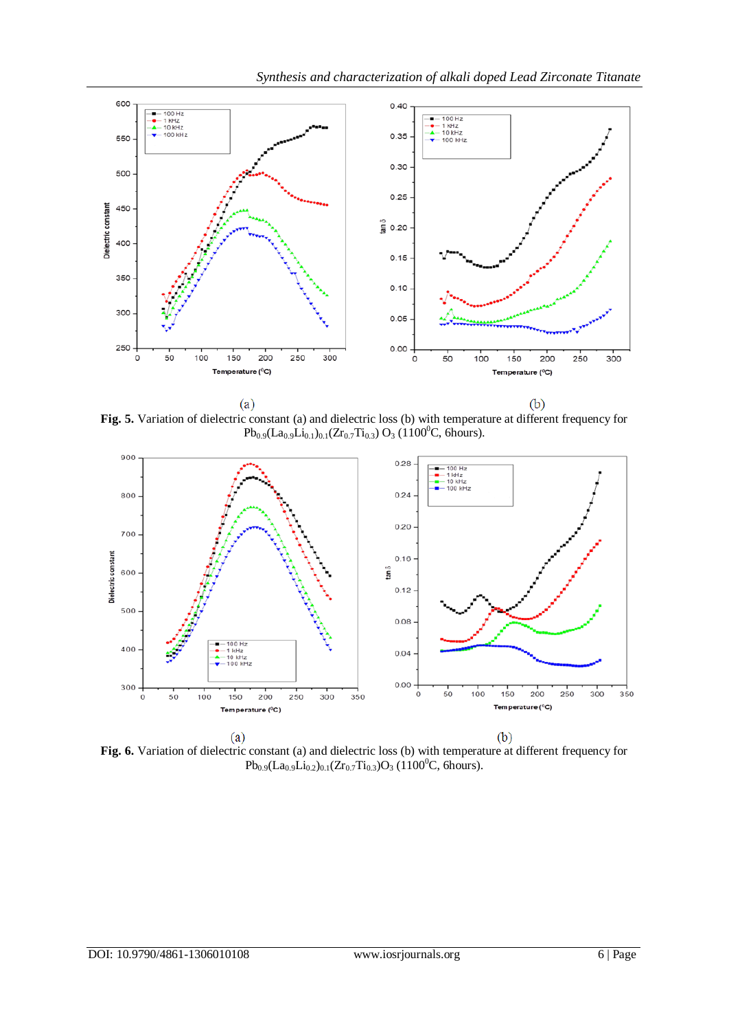(a) (b)

**Fig. 5.** Variation of dielectric constant (a) and dielectric loss (b) with temperature at different frequency for $Pb_{0.9}(La_{0.9}Li_{0.1})_{0.1}(Zr_{0.7}Ti_{0.3})O_3$ (1100$^0$C, 6hours).

(a) (b)

**Fig. 6.** Variation of dielectric constant (a) and dielectric loss (b) with temperature at different frequency for $Pb_{0.9}(La_{0.9}Li_{0.2})_{0.1}(Zr_{0.7}Ti_{0.3})O_3$ (1100$^0$C, 6hours).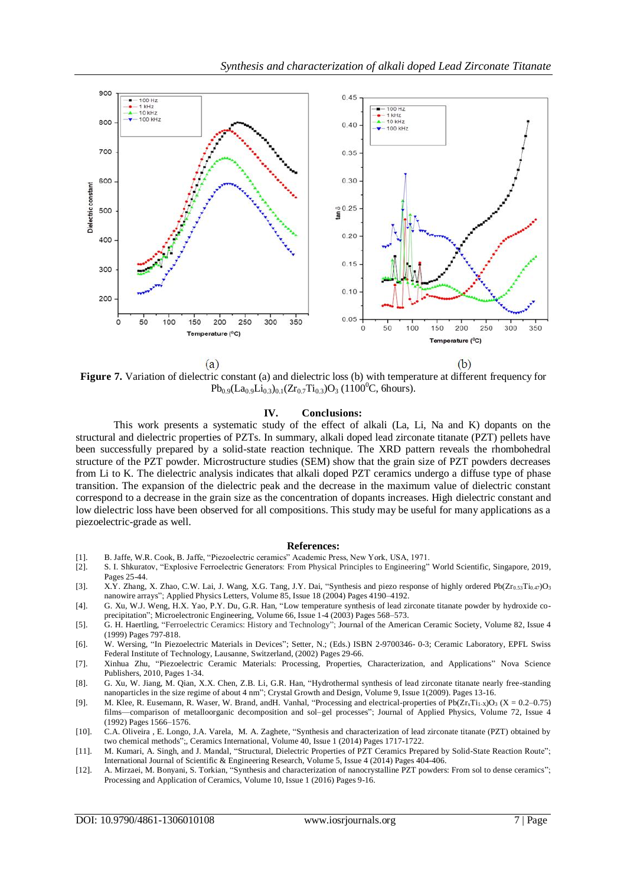(a) (b)

**Figure 7.** Variation of dielectric constant (a) and dielectric loss (b) with temperature at different frequency for $Pb_{0.9}(La_{0.9}Li_{0.3})_{0.1}(Zr_{0.7}Ti_{0.3})O_3$ (1100$^0$C, 6hours).

## IV. Conclusions:

This work presents a systematic study of the effect of alkali (La, Li, Na and K) dopants on the structural and dielectric properties of PZTs. In summary, alkali doped lead zirconate titanate (PZT) pellets have been successfully prepared by a solid-state reaction technique. The XRD pattern reveals the rhombohedral structure of the PZT powder. Microstructure studies (SEM) show that the grain size of PZT powders decreases from Li to K. The dielectric analysis indicates that alkali doped PZT ceramics undergo a diffuse type of phase transition. The expansion of the dielectric peak and the decrease in the maximum value of dielectric constant correspond to a decrease in the grain size as the concentration of dopants increases. High dielectric constant and low dielectric loss have been observed for all compositions. This study may be useful for many applications as a piezoelectric-grade as well.

## References:

[1]. B. Jaffe, W.R. Cook, B. Jaffe, "Piezoelectric ceramics" Academic Press, New York, USA, 1971.

[2]. S. I. Shkuratov, "Explosive Ferroelectric Generators: From Physical Principles to Engineering" World Scientific, Singapore, 2019, Pages 25-44.

[3]. X.Y. Zhang, X. Zhao, C.W. Lai, J. Wang, X.G. Tang, J.Y. Dai, "Synthesis and piezo response of highly ordered $Pb(Zr_{0.53}Ti_{0.47})O_3$ nanowire arrays"; Applied Physics Letters, Volume 85, Issue 18 (2004) Pages 4190–4192.

[4]. G. Xu, W.J. Weng, H.X. Yao, P.Y. Du, G.R. Han, "Low temperature synthesis of lead zirconate titanate powder by hydroxide co-precipitation"; Microelectronic Engineering, Volume 66, Issue 1-4 (2003) Pages 568–573.

[5]. G. H. Haertling, "Ferroelectric Ceramics: History and Technology"; Journal of the American Ceramic Society, Volume 82, Issue 4 (1999) Pages 797-818.

[6]. W. Wersing, "In Piezoelectric Materials in Devices"; Setter, N.; (Eds.) ISBN 2-9700346- 0-3; Ceramic Laboratory, EPFL Swiss Federal Institute of Technology, Lausanne, Switzerland, (2002) Pages 29-66.

[7]. Xinhua Zhu, "Piezoelectric Ceramic Materials: Processing, Properties, Characterization, and Applications" Nova Science Publishers, 2010, Pages 1-34.

[8]. G. Xu, W. Jiang, M. Qian, X.X. Chen, Z.B. Li, G.R. Han, "Hydrothermal synthesis of lead zirconate titanate nearly free-standing nanoparticles in the size regime of about 4 nm"; Crystal Growth and Design, Volume 9, Issue 1(2009). Pages 13-16.

[9]. M. Klee, R. Eusemann, R. Waser, W. Brand, andH. Vanhal, "Processing and electrical-properties of $Pb(Zr_xTi_{1-x})O_3$ (X = 0.2–0.75) films—comparison of metalloorganic decomposition and sol–gel processes"; Journal of Applied Physics, Volume 72, Issue 4 (1992) Pages 1566–1576.

[10]. C.A. Oliveira , E. Longo, J.A. Varela, M. A. Zaghete, "Synthesis and characterization of lead zirconate titanate (PZT) obtained by two chemical methods";, Ceramics International, Volume 40, Issue 1 (2014) Pages 1717-1722.

[11]. M. Kumari, A. Singh, and J. Mandal, "Structural, Dielectric Properties of PZT Ceramics Prepared by Solid-State Reaction Route"; International Journal of Scientific & Engineering Research, Volume 5, Issue 4 (2014) Pages 404-406.

[12]. A. Mirzaei, M. Bonyani, S. Torkian, "Synthesis and characterization of nanocrystalline PZT powders: From sol to dense ceramics"; Processing and Application of Ceramics, Volume 10, Issue 1 (2016) Pages 9-16.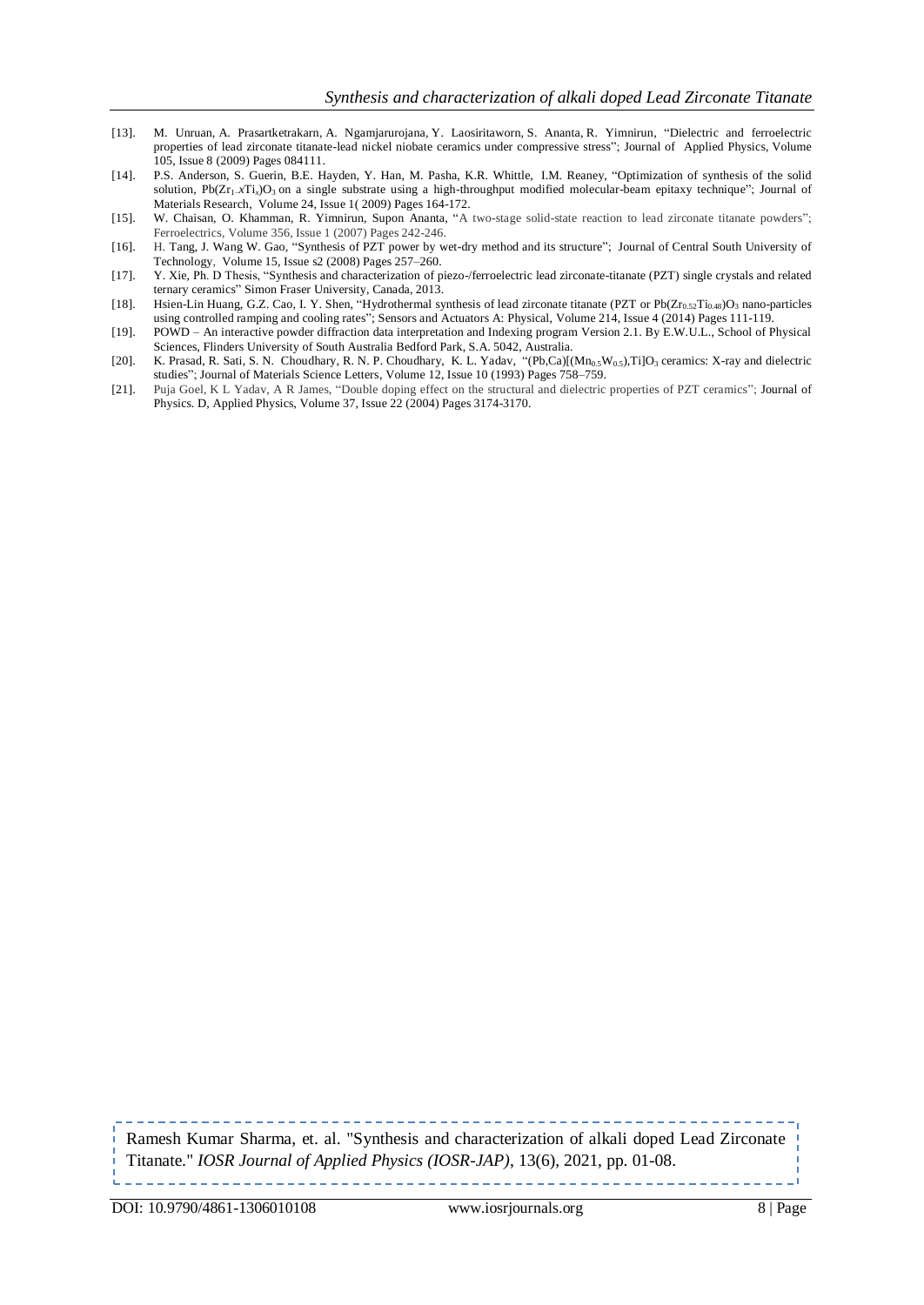[13]. M. Unruan, A. Prasartketrakarn, A. Ngamjarurojana, Y. Laosiritaworn, S. Ananta, R. Yimnirun, "Dielectric and ferroelectric properties of lead zirconate titanate-lead nickel niobate ceramics under compressive stress"; Journal of Applied Physics, Volume 105, Issue 8 (2009) Pages 084111.

[14]. P.S. Anderson, S. Guerin, B.E. Hayden, Y. Han, M. Pasha, K.R. Whittle, I.M. Reaney, "Optimization of synthesis of the solid solution, $Pb(Zr_{1-x}Ti_x)O_3$ on a single substrate using a high-throughput modified molecular-beam epitaxy technique"; Journal of Materials Research, Volume 24, Issue 1( 2009) Pages 164-172.

[15]. W. Chaisan, O. Khamman, R. Yimnirun, Supon Ananta, "A two-stage solid-state reaction to lead zirconate titanate powders"; Ferroelectrics, Volume 356, Issue 1 (2007) Pages 242-246.

[16]. H. Tang, J. Wang W. Gao, "Synthesis of PZT power by wet-dry method and its structure"; Journal of Central South University of Technology, Volume 15, Issue s2 (2008) Pages 257–260.

[17]. Y. Xie, Ph. D Thesis, "Synthesis and characterization of piezo-/ferroelectric lead zirconate-titanate (PZT) single crystals and related ternary ceramics" Simon Fraser University, Canada, 2013.

[18]. Hsien-Lin Huang, G.Z. Cao, I. Y. Shen, "Hydrothermal synthesis of lead zirconate titanate (PZT or $Pb(Zr_{0.52}Ti_{0.48})O_3$ nano-particles using controlled ramping and cooling rates"; Sensors and Actuators A: Physical, Volume 214, Issue 4 (2014) Pages 111-119.

[19]. POWD – An interactive powder diffraction data interpretation and Indexing program Version 2.1. By E.W.U.L., School of Physical Sciences, Flinders University of South Australia Bedford Park, S.A. 5042, Australia.

[20]. K. Prasad, R. Sati, S. N. Choudhary, R. N. P. Choudhary, K. L. Yadav, "$(Pb,Ca)[(Mn_{0.5}W_{0.5}),Ti]O_3$ ceramics: X-ray and dielectric studies"; Journal of Materials Science Letters, Volume 12, Issue 10 (1993) Pages 758–759.

[21]. Puja Goel, K L Yadav, A R James, "Double doping effect on the structural and dielectric properties of PZT ceramics"; Journal of Physics. D, Applied Physics, Volume 37, Issue 22 (2004) Pages 3174-3170.

Ramesh Kumar Sharma, et. al. "Synthesis and characterization of alkali doped Lead Zirconate Titanate." *IOSR Journal of Applied Physics (IOSR-JAP)*, 13(6), 2021, pp. 01-08.